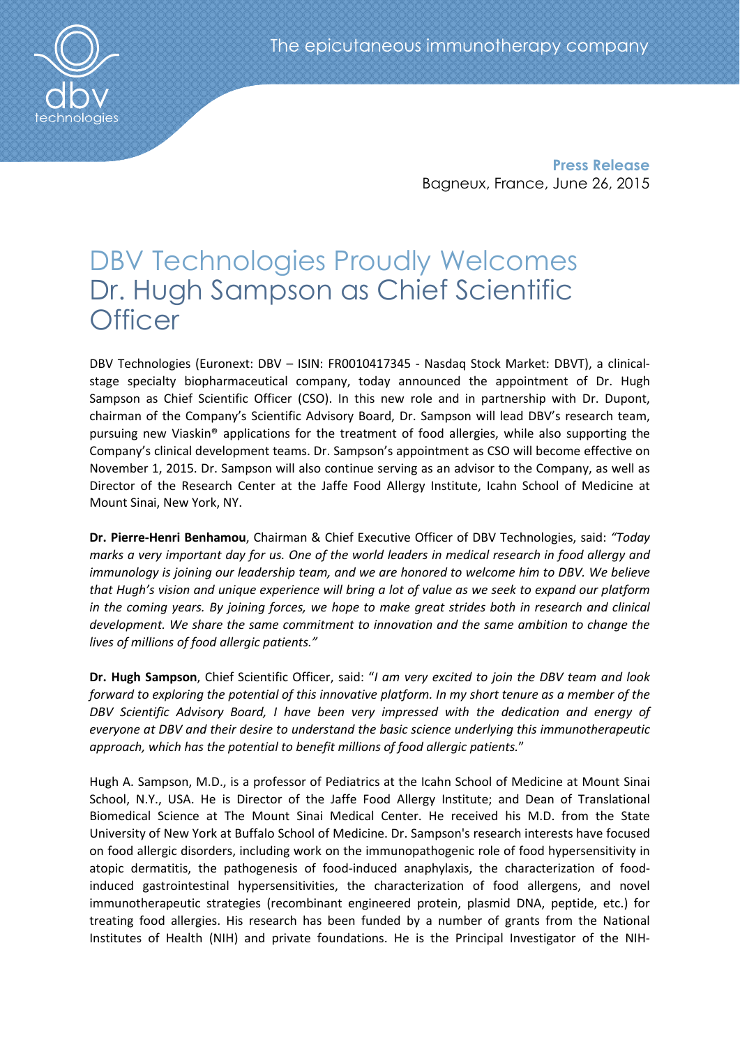**Press Release**
Bagneux, France, June 26, 2015

# DBV Technologies Proudly Welcomes Dr. Hugh Sampson as Chief Scientific Officer

DBV Technologies (Euronext: DBV – ISIN: FR0010417345 - Nasdaq Stock Market: DBVT), a clinical-stage specialty biopharmaceutical company, today announced the appointment of Dr. Hugh Sampson as Chief Scientific Officer (CSO). In this new role and in partnership with Dr. Dupont, chairman of the Company's Scientific Advisory Board, Dr. Sampson will lead DBV's research team, pursuing new Viaskin® applications for the treatment of food allergies, while also supporting the Company's clinical development teams. Dr. Sampson's appointment as CSO will become effective on November 1, 2015. Dr. Sampson will also continue serving as an advisor to the Company, as well as Director of the Research Center at the Jaffe Food Allergy Institute, Icahn School of Medicine at Mount Sinai, New York, NY.

**Dr. Pierre-Henri Benhamou**, Chairman & Chief Executive Officer of DBV Technologies, said: *"Today marks a very important day for us. One of the world leaders in medical research in food allergy and immunology is joining our leadership team, and we are honored to welcome him to DBV. We believe that Hugh's vision and unique experience will bring a lot of value as we seek to expand our platform in the coming years. By joining forces, we hope to make great strides both in research and clinical development. We share the same commitment to innovation and the same ambition to change the lives of millions of food allergic patients."*

**Dr. Hugh Sampson**, Chief Scientific Officer, said: "*I am very excited to join the DBV team and look forward to exploring the potential of this innovative platform. In my short tenure as a member of the DBV Scientific Advisory Board, I have been very impressed with the dedication and energy of everyone at DBV and their desire to understand the basic science underlying this immunotherapeutic approach, which has the potential to benefit millions of food allergic patients.*"

Hugh A. Sampson, M.D., is a professor of Pediatrics at the Icahn School of Medicine at Mount Sinai School, N.Y., USA. He is Director of the Jaffe Food Allergy Institute; and Dean of Translational Biomedical Science at The Mount Sinai Medical Center. He received his M.D. from the State University of New York at Buffalo School of Medicine. Dr. Sampson's research interests have focused on food allergic disorders, including work on the immunopathogenic role of food hypersensitivity in atopic dermatitis, the pathogenesis of food-induced anaphylaxis, the characterization of food-induced gastrointestinal hypersensitivities, the characterization of food allergens, and novel immunotherapeutic strategies (recombinant engineered protein, plasmid DNA, peptide, etc.) for treating food allergies. His research has been funded by a number of grants from the National Institutes of Health (NIH) and private foundations. He is the Principal Investigator of the NIH-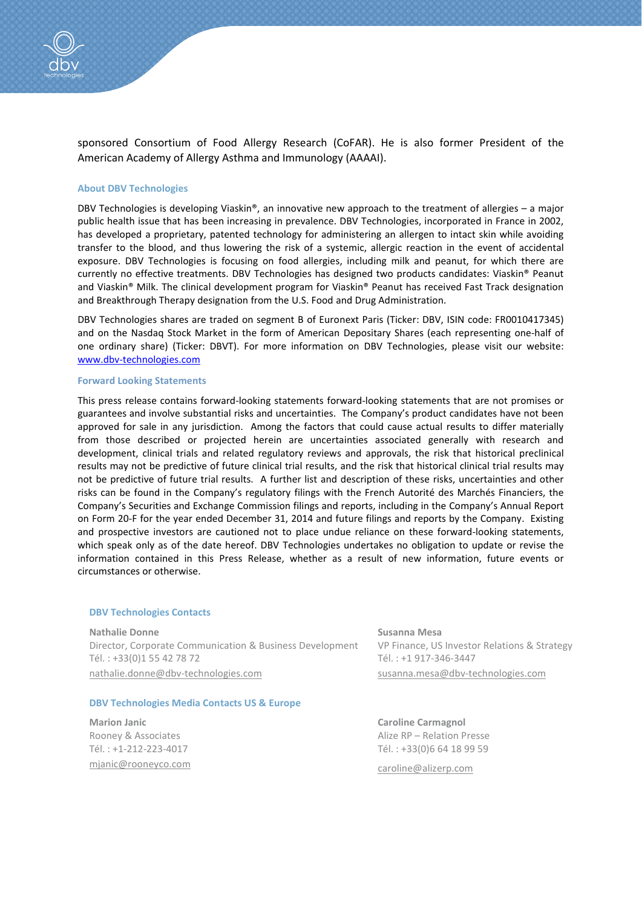sponsored Consortium of Food Allergy Research (CoFAR). He is also former President of the American Academy of Allergy Asthma and Immunology (AAAAI).

### About DBV Technologies

DBV Technologies is developing Viaskin®, an innovative new approach to the treatment of allergies – a major public health issue that has been increasing in prevalence. DBV Technologies, incorporated in France in 2002, has developed a proprietary, patented technology for administering an allergen to intact skin while avoiding transfer to the blood, and thus lowering the risk of a systemic, allergic reaction in the event of accidental exposure. DBV Technologies is focusing on food allergies, including milk and peanut, for which there are currently no effective treatments. DBV Technologies has designed two products candidates: Viaskin® Peanut and Viaskin® Milk. The clinical development program for Viaskin® Peanut has received Fast Track designation and Breakthrough Therapy designation from the U.S. Food and Drug Administration.

DBV Technologies shares are traded on segment B of Euronext Paris (Ticker: DBV, ISIN code: FR0010417345) and on the Nasdaq Stock Market in the form of American Depositary Shares (each representing one-half of one ordinary share) (Ticker: DBVT). For more information on DBV Technologies, please visit our website: www.dbv-technologies.com

### Forward Looking Statements

This press release contains forward-looking statements forward-looking statements that are not promises or guarantees and involve substantial risks and uncertainties. The Company's product candidates have not been approved for sale in any jurisdiction. Among the factors that could cause actual results to differ materially from those described or projected herein are uncertainties associated generally with research and development, clinical trials and related regulatory reviews and approvals, the risk that historical preclinical results may not be predictive of future clinical trial results, and the risk that historical clinical trial results may not be predictive of future trial results. A further list and description of these risks, uncertainties and other risks can be found in the Company's regulatory filings with the French Autorité des Marchés Financiers, the Company's Securities and Exchange Commission filings and reports, including in the Company's Annual Report on Form 20-F for the year ended December 31, 2014 and future filings and reports by the Company. Existing and prospective investors are cautioned not to place undue reliance on these forward-looking statements, which speak only as of the date hereof. DBV Technologies undertakes no obligation to update or revise the information contained in this Press Release, whether as a result of new information, future events or circumstances or otherwise.

### DBV Technologies Contacts

**Nathalie Donne**
Director, Corporate Communication & Business Development
Tél. : +33(0)1 55 42 78 72
nathalie.donne@dbv-technologies.com

**Susanna Mesa**
VP Finance, US Investor Relations & Strategy
Tél. : +1 917-346-3447
susanna.mesa@dbv-technologies.com

### DBV Technologies Media Contacts US & Europe

**Marion Janic**
Rooney & Associates
Tél. : +1-212-223-4017
mjanic@rooneyco.com

**Caroline Carmagnol**
Alize RP – Relation Presse
Tél. : +33(0)6 64 18 99 59
caroline@alizerp.com